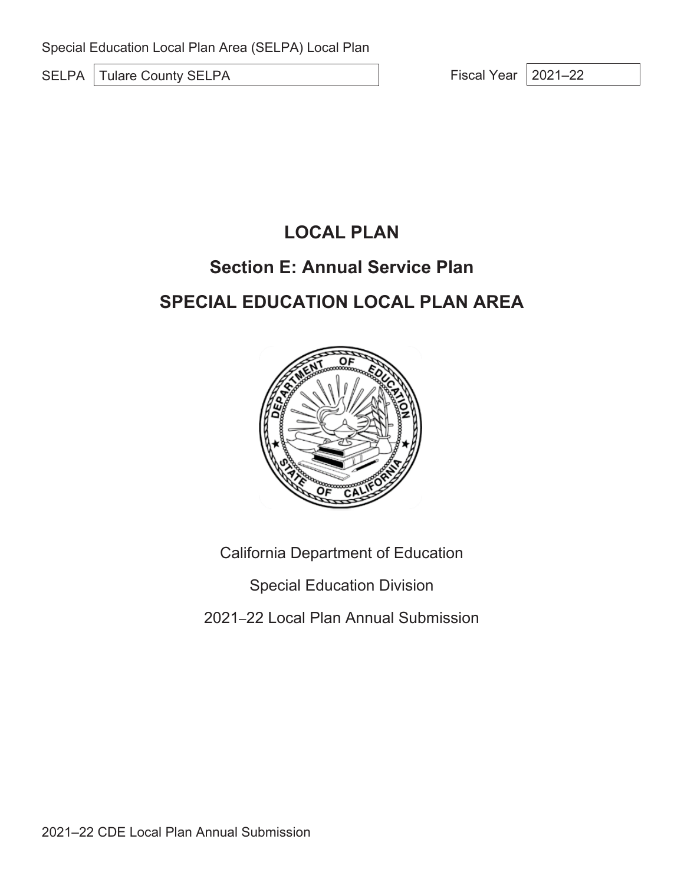Special Education Local Plan Area (SELPA) Local Plan

SELPA: Tulare County SELPA

Fiscal Year: 2021–22

# LOCAL PLAN

## Section E: Annual Service Plan

## SPECIAL EDUCATION LOCAL PLAN AREA

California Department of Education

Special Education Division

2021–22 Local Plan Annual Submission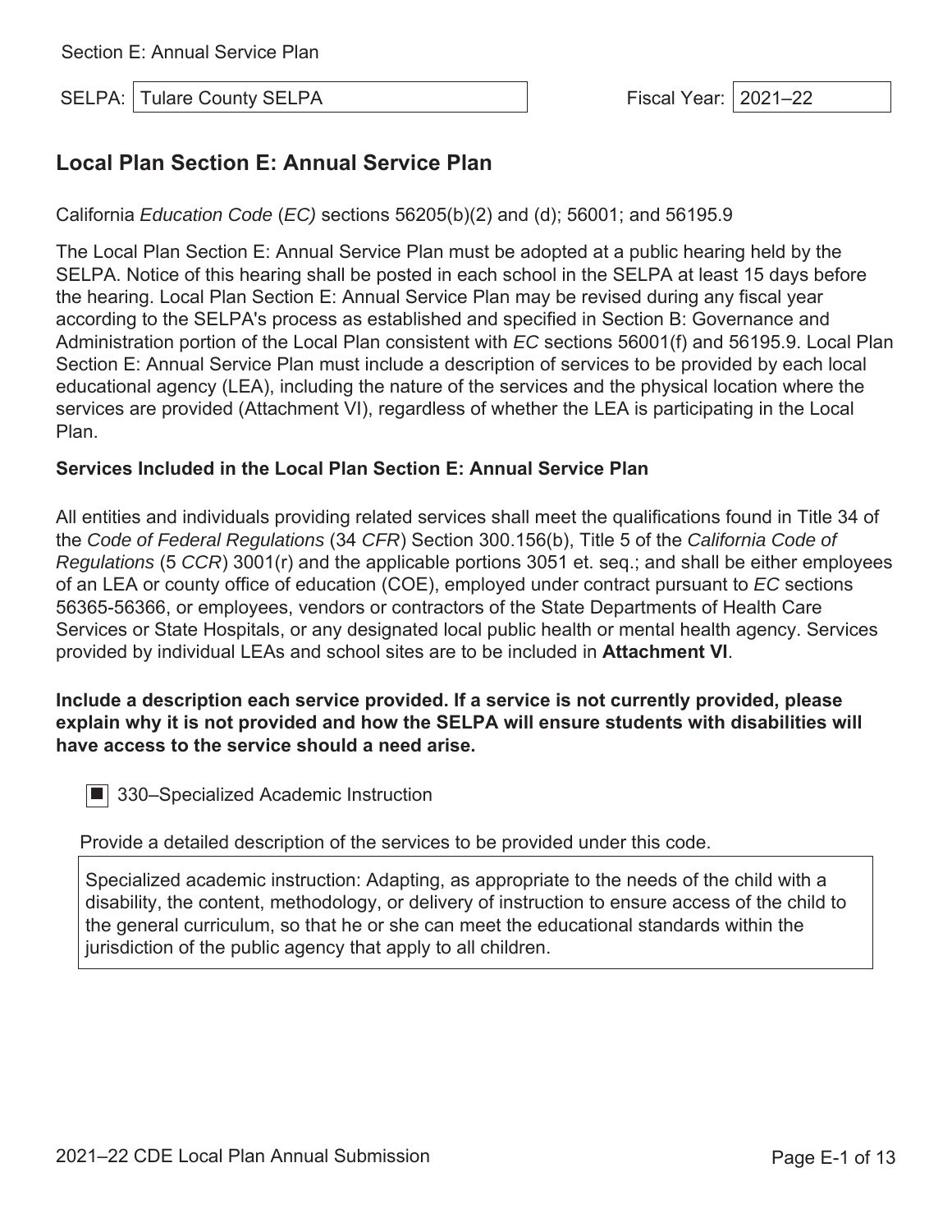Section E: Annual Service Plan

SELPA: Tulare County SELPA

Fiscal Year: 2021–22

## Local Plan Section E: Annual Service Plan

California *Education Code* (*EC)* sections 56205(b)(2) and (d); 56001; and 56195.9

The Local Plan Section E: Annual Service Plan must be adopted at a public hearing held by the SELPA. Notice of this hearing shall be posted in each school in the SELPA at least 15 days before the hearing. Local Plan Section E: Annual Service Plan may be revised during any fiscal year according to the SELPA's process as established and specified in Section B: Governance and Administration portion of the Local Plan consistent with *EC* sections 56001(f) and 56195.9. Local Plan Section E: Annual Service Plan must include a description of services to be provided by each local educational agency (LEA), including the nature of the services and the physical location where the services are provided (Attachment VI), regardless of whether the LEA is participating in the Local Plan.

### Services Included in the Local Plan Section E: Annual Service Plan

All entities and individuals providing related services shall meet the qualifications found in Title 34 of the *Code of Federal Regulations* (34 *CFR*) Section 300.156(b), Title 5 of the *California Code of Regulations* (5 *CCR*) 3001(r) and the applicable portions 3051 et. seq.; and shall be either employees of an LEA or county office of education (COE), employed under contract pursuant to *EC* sections 56365-56366, or employees, vendors or contractors of the State Departments of Health Care Services or State Hospitals, or any designated local public health or mental health agency. Services provided by individual LEAs and school sites are to be included in **Attachment VI**.

**Include a description each service provided. If a service is not currently provided, please explain why it is not provided and how the SELPA will ensure students with disabilities will have access to the service should a need arise.**

■ 330–Specialized Academic Instruction

Provide a detailed description of the services to be provided under this code.

Specialized academic instruction: Adapting, as appropriate to the needs of the child with a disability, the content, methodology, or delivery of instruction to ensure access of the child to the general curriculum, so that he or she can meet the educational standards within the jurisdiction of the public agency that apply to all children.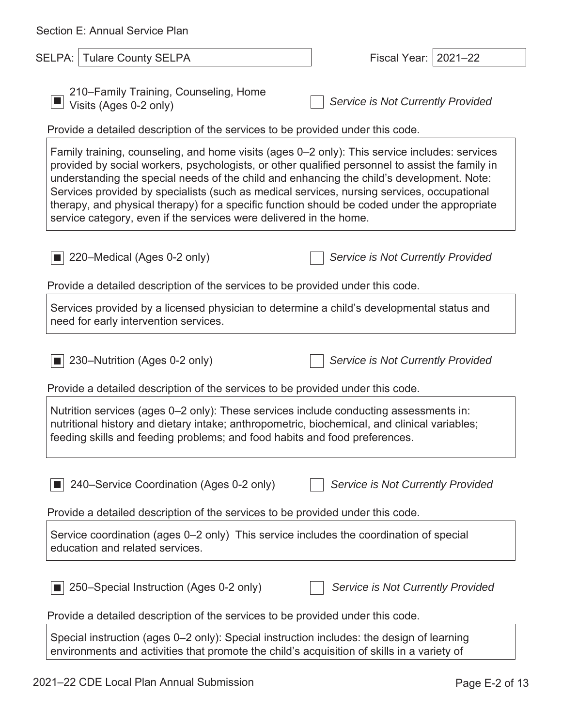Section E: Annual Service Plan

SELPA: Tulare County SELPA

Fiscal Year: 2021–22

■ 210–Family Training, Counseling, Home Visits (Ages 0-2 only)

☐ *Service is Not Currently Provided*

Provide a detailed description of the services to be provided under this code.

Family training, counseling, and home visits (ages 0–2 only): This service includes: services provided by social workers, psychologists, or other qualified personnel to assist the family in understanding the special needs of the child and enhancing the child's development. Note: Services provided by specialists (such as medical services, nursing services, occupational therapy, and physical therapy) for a specific function should be coded under the appropriate service category, even if the services were delivered in the home.

■ 220–Medical (Ages 0-2 only)

☐ *Service is Not Currently Provided*

Provide a detailed description of the services to be provided under this code.

Services provided by a licensed physician to determine a child's developmental status and need for early intervention services.

■ 230–Nutrition (Ages 0-2 only)

☐ *Service is Not Currently Provided*

Provide a detailed description of the services to be provided under this code.

Nutrition services (ages 0–2 only): These services include conducting assessments in: nutritional history and dietary intake; anthropometric, biochemical, and clinical variables; feeding skills and feeding problems; and food habits and food preferences.

■ 240–Service Coordination (Ages 0-2 only)

☐ *Service is Not Currently Provided*

Provide a detailed description of the services to be provided under this code.

Service coordination (ages 0–2 only) This service includes the coordination of special education and related services.

■ 250–Special Instruction (Ages 0-2 only)

☐ *Service is Not Currently Provided*

Provide a detailed description of the services to be provided under this code.

Special instruction (ages 0–2 only): Special instruction includes: the design of learning environments and activities that promote the child's acquisition of skills in a variety of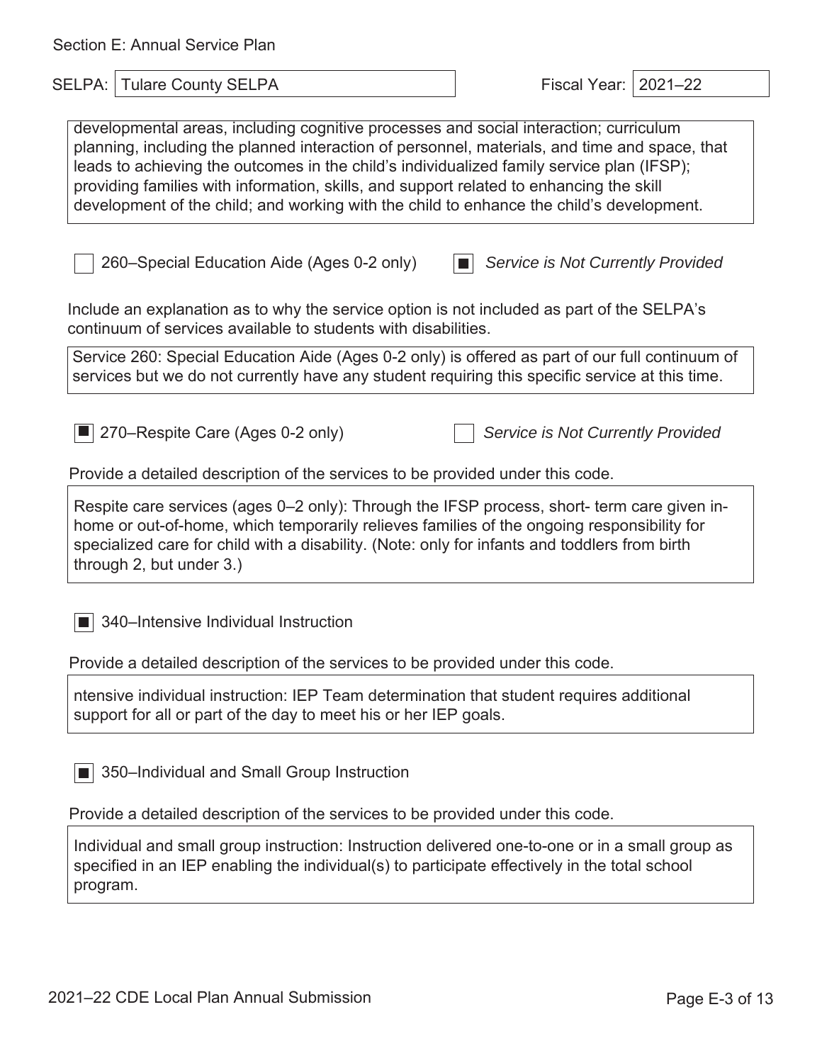Section E: Annual Service Plan

SELPA: Tulare County SELPA

Fiscal Year: 2021–22

developmental areas, including cognitive processes and social interaction; curriculum planning, including the planned interaction of personnel, materials, and time and space, that leads to achieving the outcomes in the child's individualized family service plan (IFSP); providing families with information, skills, and support related to enhancing the skill development of the child; and working with the child to enhance the child's development.

☐ 260–Special Education Aide (Ages 0-2 only) ☒ *Service is Not Currently Provided*

Include an explanation as to why the service option is not included as part of the SELPA's continuum of services available to students with disabilities.

Service 260: Special Education Aide (Ages 0-2 only) is offered as part of our full continuum of services but we do not currently have any student requiring this specific service at this time.

☒ 270–Respite Care (Ages 0-2 only) ☐ *Service is Not Currently Provided*

Provide a detailed description of the services to be provided under this code.

Respite care services (ages 0–2 only): Through the IFSP process, short- term care given in-home or out-of-home, which temporarily relieves families of the ongoing responsibility for specialized care for child with a disability. (Note: only for infants and toddlers from birth through 2, but under 3.)

☒ 340–Intensive Individual Instruction

Provide a detailed description of the services to be provided under this code.

ntensive individual instruction: IEP Team determination that student requires additional support for all or part of the day to meet his or her IEP goals.

☒ 350–Individual and Small Group Instruction

Provide a detailed description of the services to be provided under this code.

Individual and small group instruction: Instruction delivered one-to-one or in a small group as specified in an IEP enabling the individual(s) to participate effectively in the total school program.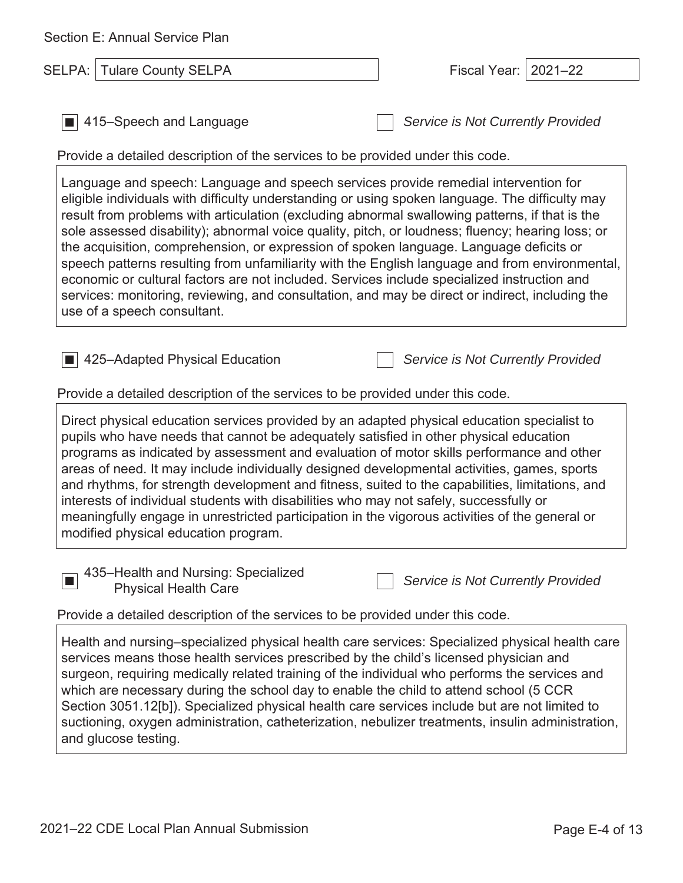Section E: Annual Service Plan

SELPA: Tulare County SELPA

Fiscal Year: 2021–22

■ 415–Speech and Language

☐ *Service is Not Currently Provided*

Provide a detailed description of the services to be provided under this code.

Language and speech: Language and speech services provide remedial intervention for eligible individuals with difficulty understanding or using spoken language. The difficulty may result from problems with articulation (excluding abnormal swallowing patterns, if that is the sole assessed disability); abnormal voice quality, pitch, or loudness; fluency; hearing loss; or the acquisition, comprehension, or expression of spoken language. Language deficits or speech patterns resulting from unfamiliarity with the English language and from environmental, economic or cultural factors are not included. Services include specialized instruction and services: monitoring, reviewing, and consultation, and may be direct or indirect, including the use of a speech consultant.

■ 425–Adapted Physical Education

☐ *Service is Not Currently Provided*

Provide a detailed description of the services to be provided under this code.

Direct physical education services provided by an adapted physical education specialist to pupils who have needs that cannot be adequately satisfied in other physical education programs as indicated by assessment and evaluation of motor skills performance and other areas of need. It may include individually designed developmental activities, games, sports and rhythms, for strength development and fitness, suited to the capabilities, limitations, and interests of individual students with disabilities who may not safely, successfully or meaningfully engage in unrestricted participation in the vigorous activities of the general or modified physical education program.

■ 435–Health and Nursing: Specialized Physical Health Care

☐ *Service is Not Currently Provided*

Provide a detailed description of the services to be provided under this code.

Health and nursing–specialized physical health care services: Specialized physical health care services means those health services prescribed by the child's licensed physician and surgeon, requiring medically related training of the individual who performs the services and which are necessary during the school day to enable the child to attend school (5 CCR Section 3051.12[b]). Specialized physical health care services include but are not limited to suctioning, oxygen administration, catheterization, nebulizer treatments, insulin administration, and glucose testing.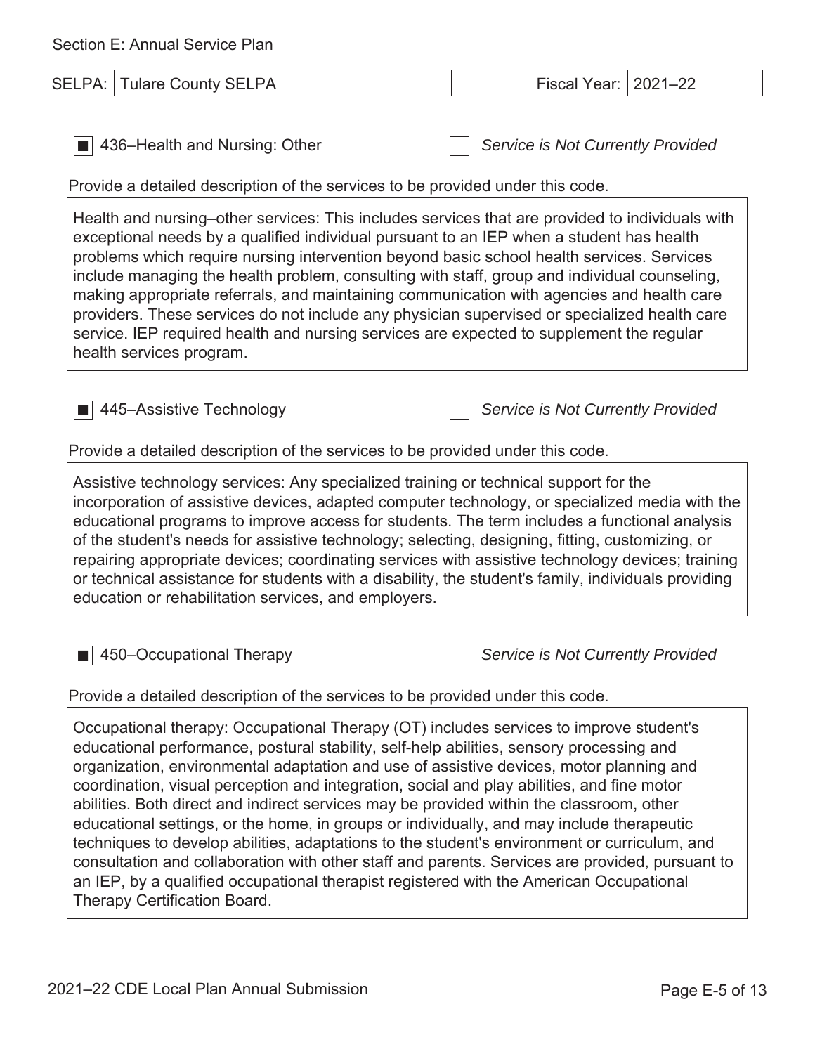Section E: Annual Service Plan

SELPA: Tulare County SELPA

Fiscal Year: 2021–22

☒ 436–Health and Nursing: Other ☐ *Service is Not Currently Provided*

Provide a detailed description of the services to be provided under this code.

Health and nursing–other services: This includes services that are provided to individuals with exceptional needs by a qualified individual pursuant to an IEP when a student has health problems which require nursing intervention beyond basic school health services. Services include managing the health problem, consulting with staff, group and individual counseling, making appropriate referrals, and maintaining communication with agencies and health care providers. These services do not include any physician supervised or specialized health care service. IEP required health and nursing services are expected to supplement the regular health services program.

☒ 445–Assistive Technology ☐ *Service is Not Currently Provided*

Provide a detailed description of the services to be provided under this code.

Assistive technology services: Any specialized training or technical support for the incorporation of assistive devices, adapted computer technology, or specialized media with the educational programs to improve access for students. The term includes a functional analysis of the student's needs for assistive technology; selecting, designing, fitting, customizing, or repairing appropriate devices; coordinating services with assistive technology devices; training or technical assistance for students with a disability, the student's family, individuals providing education or rehabilitation services, and employers.

☒ 450–Occupational Therapy ☐ *Service is Not Currently Provided*

Provide a detailed description of the services to be provided under this code.

Occupational therapy: Occupational Therapy (OT) includes services to improve student's educational performance, postural stability, self-help abilities, sensory processing and organization, environmental adaptation and use of assistive devices, motor planning and coordination, visual perception and integration, social and play abilities, and fine motor abilities. Both direct and indirect services may be provided within the classroom, other educational settings, or the home, in groups or individually, and may include therapeutic techniques to develop abilities, adaptations to the student's environment or curriculum, and consultation and collaboration with other staff and parents. Services are provided, pursuant to an IEP, by a qualified occupational therapist registered with the American Occupational Therapy Certification Board.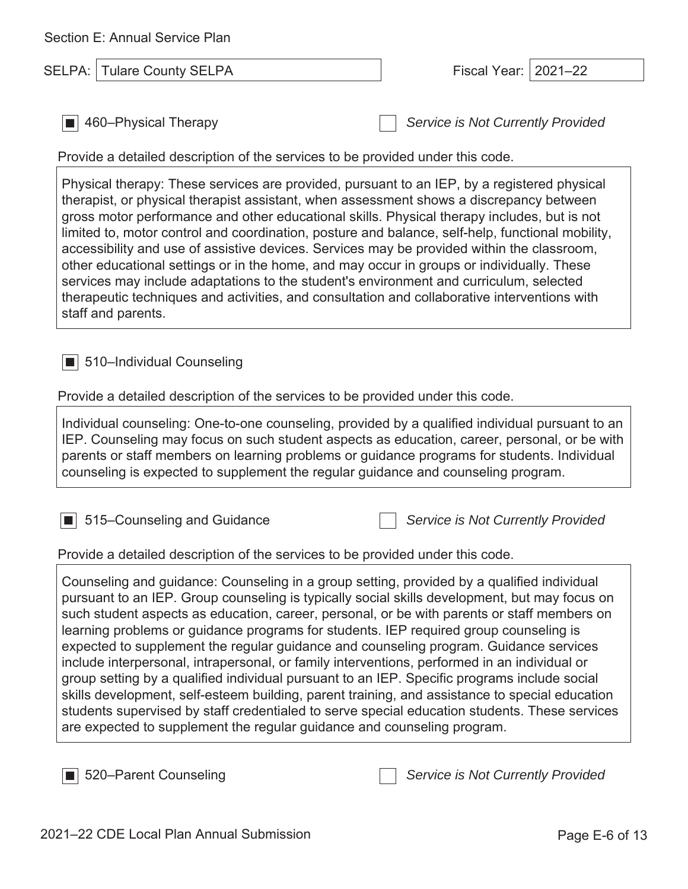Section E: Annual Service Plan

SELPA: Tulare County SELPA

Fiscal Year: 2021–22

■ 460–Physical Therapy

☐ *Service is Not Currently Provided*

Provide a detailed description of the services to be provided under this code.

Physical therapy: These services are provided, pursuant to an IEP, by a registered physical therapist, or physical therapist assistant, when assessment shows a discrepancy between gross motor performance and other educational skills. Physical therapy includes, but is not limited to, motor control and coordination, posture and balance, self-help, functional mobility, accessibility and use of assistive devices. Services may be provided within the classroom, other educational settings or in the home, and may occur in groups or individually. These services may include adaptations to the student's environment and curriculum, selected therapeutic techniques and activities, and consultation and collaborative interventions with staff and parents.

■ 510–Individual Counseling

Provide a detailed description of the services to be provided under this code.

Individual counseling: One-to-one counseling, provided by a qualified individual pursuant to an IEP. Counseling may focus on such student aspects as education, career, personal, or be with parents or staff members on learning problems or guidance programs for students. Individual counseling is expected to supplement the regular guidance and counseling program.

■ 515–Counseling and Guidance

☐ *Service is Not Currently Provided*

Provide a detailed description of the services to be provided under this code.

Counseling and guidance: Counseling in a group setting, provided by a qualified individual pursuant to an IEP. Group counseling is typically social skills development, but may focus on such student aspects as education, career, personal, or be with parents or staff members on learning problems or guidance programs for students. IEP required group counseling is expected to supplement the regular guidance and counseling program. Guidance services include interpersonal, intrapersonal, or family interventions, performed in an individual or group setting by a qualified individual pursuant to an IEP. Specific programs include social skills development, self-esteem building, parent training, and assistance to special education students supervised by staff credentialed to serve special education students. These services are expected to supplement the regular guidance and counseling program.

■ 520–Parent Counseling

☐ *Service is Not Currently Provided*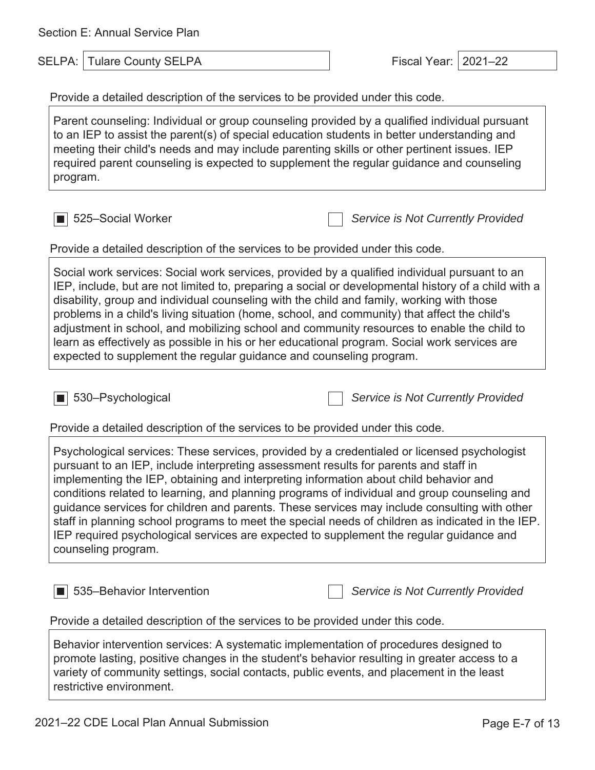Section E: Annual Service Plan

SELPA: Tulare County SELPA

Fiscal Year: 2021–22

Provide a detailed description of the services to be provided under this code.

Parent counseling: Individual or group counseling provided by a qualified individual pursuant to an IEP to assist the parent(s) of special education students in better understanding and meeting their child's needs and may include parenting skills or other pertinent issues. IEP required parent counseling is expected to supplement the regular guidance and counseling program.

☒ 525–Social Worker ☐ *Service is Not Currently Provided*

Provide a detailed description of the services to be provided under this code.

Social work services: Social work services, provided by a qualified individual pursuant to an IEP, include, but are not limited to, preparing a social or developmental history of a child with a disability, group and individual counseling with the child and family, working with those problems in a child's living situation (home, school, and community) that affect the child's adjustment in school, and mobilizing school and community resources to enable the child to learn as effectively as possible in his or her educational program. Social work services are expected to supplement the regular guidance and counseling program.

☒ 530–Psychological ☐ *Service is Not Currently Provided*

Provide a detailed description of the services to be provided under this code.

Psychological services: These services, provided by a credentialed or licensed psychologist pursuant to an IEP, include interpreting assessment results for parents and staff in implementing the IEP, obtaining and interpreting information about child behavior and conditions related to learning, and planning programs of individual and group counseling and guidance services for children and parents. These services may include consulting with other staff in planning school programs to meet the special needs of children as indicated in the IEP. IEP required psychological services are expected to supplement the regular guidance and counseling program.

☒ 535–Behavior Intervention ☐ *Service is Not Currently Provided*

Provide a detailed description of the services to be provided under this code.

Behavior intervention services: A systematic implementation of procedures designed to promote lasting, positive changes in the student's behavior resulting in greater access to a variety of community settings, social contacts, public events, and placement in the least restrictive environment.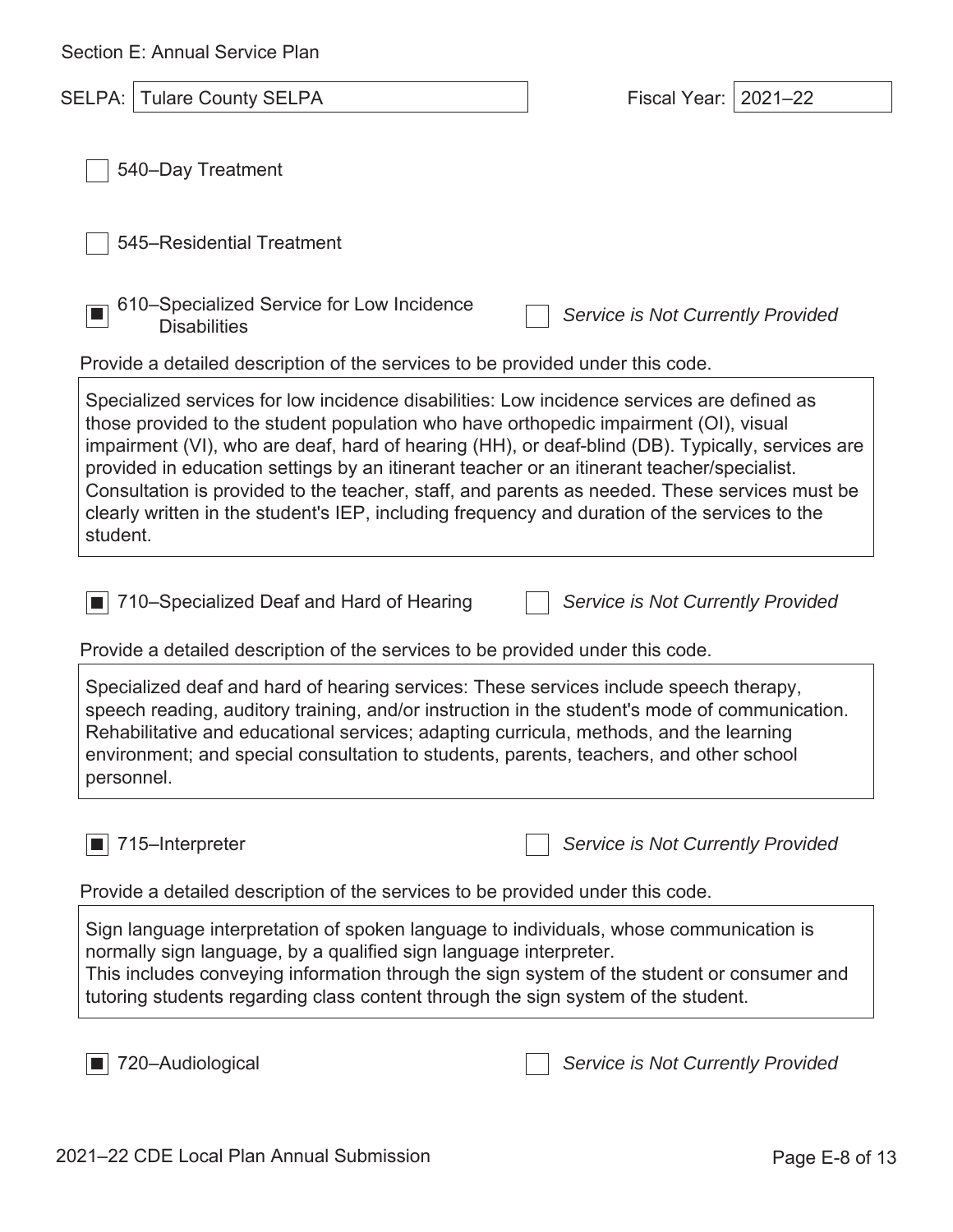Section E: Annual Service Plan

SELPA: Tulare County SELPA

Fiscal Year: 2021–22

☐ 540–Day Treatment

☐ 545–Residential Treatment

☒ 610–Specialized Service for Low Incidence Disabilities ☐ *Service is Not Currently Provided*

Provide a detailed description of the services to be provided under this code.

Specialized services for low incidence disabilities: Low incidence services are defined as those provided to the student population who have orthopedic impairment (OI), visual impairment (VI), who are deaf, hard of hearing (HH), or deaf-blind (DB). Typically, services are provided in education settings by an itinerant teacher or an itinerant teacher/specialist. Consultation is provided to the teacher, staff, and parents as needed. These services must be clearly written in the student's IEP, including frequency and duration of the services to the student.

☒ 710–Specialized Deaf and Hard of Hearing ☐ *Service is Not Currently Provided*

Provide a detailed description of the services to be provided under this code.

Specialized deaf and hard of hearing services: These services include speech therapy, speech reading, auditory training, and/or instruction in the student's mode of communication. Rehabilitative and educational services; adapting curricula, methods, and the learning environment; and special consultation to students, parents, teachers, and other school personnel.

☒ 715–Interpreter ☐ *Service is Not Currently Provided*

Provide a detailed description of the services to be provided under this code.

Sign language interpretation of spoken language to individuals, whose communication is normally sign language, by a qualified sign language interpreter.
This includes conveying information through the sign system of the student or consumer and tutoring students regarding class content through the sign system of the student.

☒ 720–Audiological ☐ *Service is Not Currently Provided*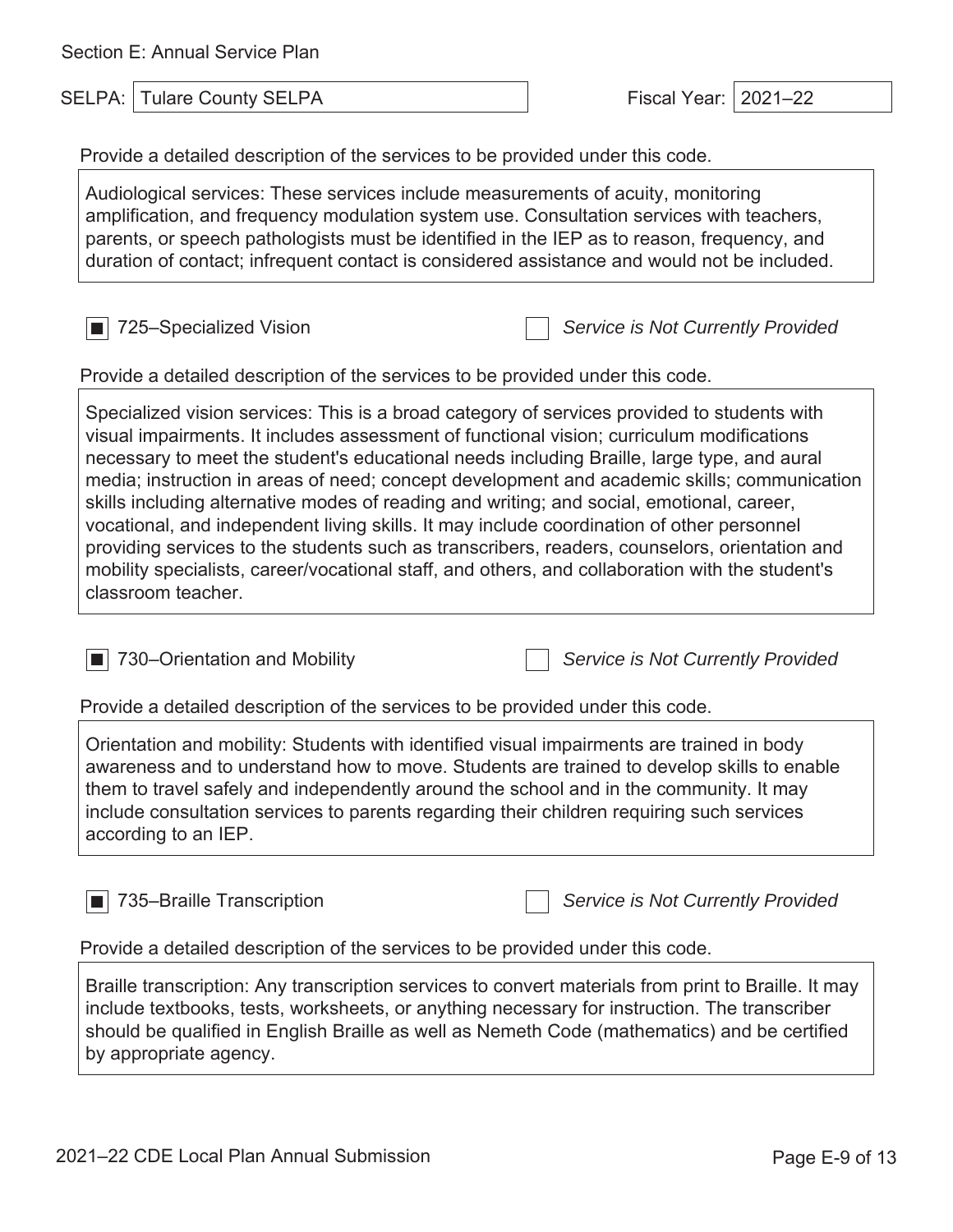Section E: Annual Service Plan

SELPA: Tulare County SELPA

Fiscal Year: 2021–22

Provide a detailed description of the services to be provided under this code.

Audiological services: These services include measurements of acuity, monitoring amplification, and frequency modulation system use. Consultation services with teachers, parents, or speech pathologists must be identified in the IEP as to reason, frequency, and duration of contact; infrequent contact is considered assistance and would not be included.

■ 725–Specialized Vision

☐ *Service is Not Currently Provided*

Provide a detailed description of the services to be provided under this code.

Specialized vision services: This is a broad category of services provided to students with visual impairments. It includes assessment of functional vision; curriculum modifications necessary to meet the student's educational needs including Braille, large type, and aural media; instruction in areas of need; concept development and academic skills; communication skills including alternative modes of reading and writing; and social, emotional, career, vocational, and independent living skills. It may include coordination of other personnel providing services to the students such as transcribers, readers, counselors, orientation and mobility specialists, career/vocational staff, and others, and collaboration with the student's classroom teacher.

■ 730–Orientation and Mobility

☐ *Service is Not Currently Provided*

Provide a detailed description of the services to be provided under this code.

Orientation and mobility: Students with identified visual impairments are trained in body awareness and to understand how to move. Students are trained to develop skills to enable them to travel safely and independently around the school and in the community. It may include consultation services to parents regarding their children requiring such services according to an IEP.

■ 735–Braille Transcription

☐ *Service is Not Currently Provided*

Provide a detailed description of the services to be provided under this code.

Braille transcription: Any transcription services to convert materials from print to Braille. It may include textbooks, tests, worksheets, or anything necessary for instruction. The transcriber should be qualified in English Braille as well as Nemeth Code (mathematics) and be certified by appropriate agency.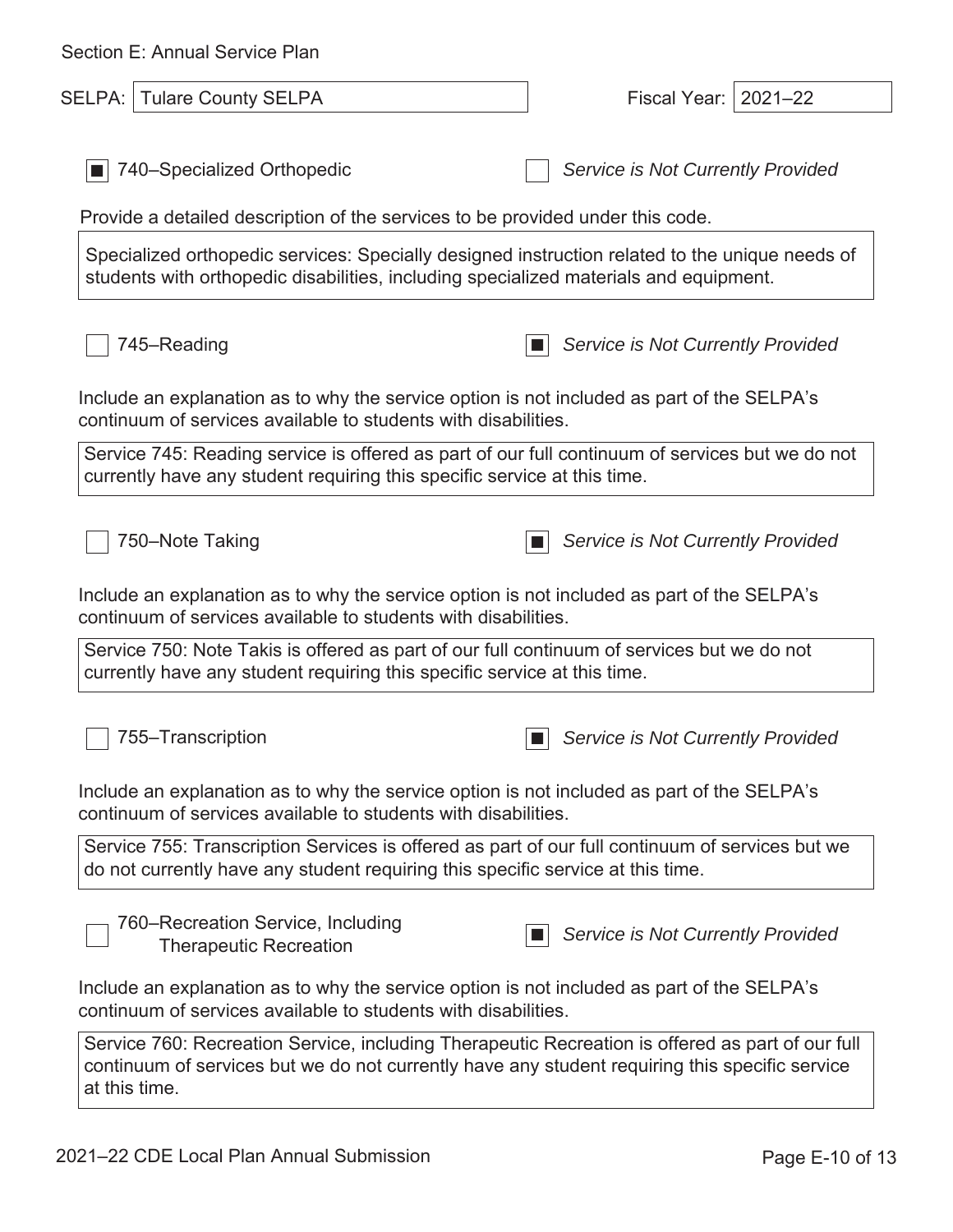Section E: Annual Service Plan

SELPA: Tulare County SELPA

Fiscal Year: 2021–22

☒ 740–Specialized Orthopedic ☐ *Service is Not Currently Provided*

Provide a detailed description of the services to be provided under this code.

Specialized orthopedic services: Specially designed instruction related to the unique needs of students with orthopedic disabilities, including specialized materials and equipment.

☐ 745–Reading ☒ *Service is Not Currently Provided*

Include an explanation as to why the service option is not included as part of the SELPA's continuum of services available to students with disabilities.

Service 745: Reading service is offered as part of our full continuum of services but we do not currently have any student requiring this specific service at this time.

☐ 750–Note Taking ☒ *Service is Not Currently Provided*

Include an explanation as to why the service option is not included as part of the SELPA's continuum of services available to students with disabilities.

Service 750: Note Takis is offered as part of our full continuum of services but we do not currently have any student requiring this specific service at this time.

☐ 755–Transcription ☒ *Service is Not Currently Provided*

Include an explanation as to why the service option is not included as part of the SELPA's continuum of services available to students with disabilities.

Service 755: Transcription Services is offered as part of our full continuum of services but we do not currently have any student requiring this specific service at this time.

☐ 760–Recreation Service, Including Therapeutic Recreation ☒ *Service is Not Currently Provided*

Include an explanation as to why the service option is not included as part of the SELPA's continuum of services available to students with disabilities.

Service 760: Recreation Service, including Therapeutic Recreation is offered as part of our full continuum of services but we do not currently have any student requiring this specific service at this time.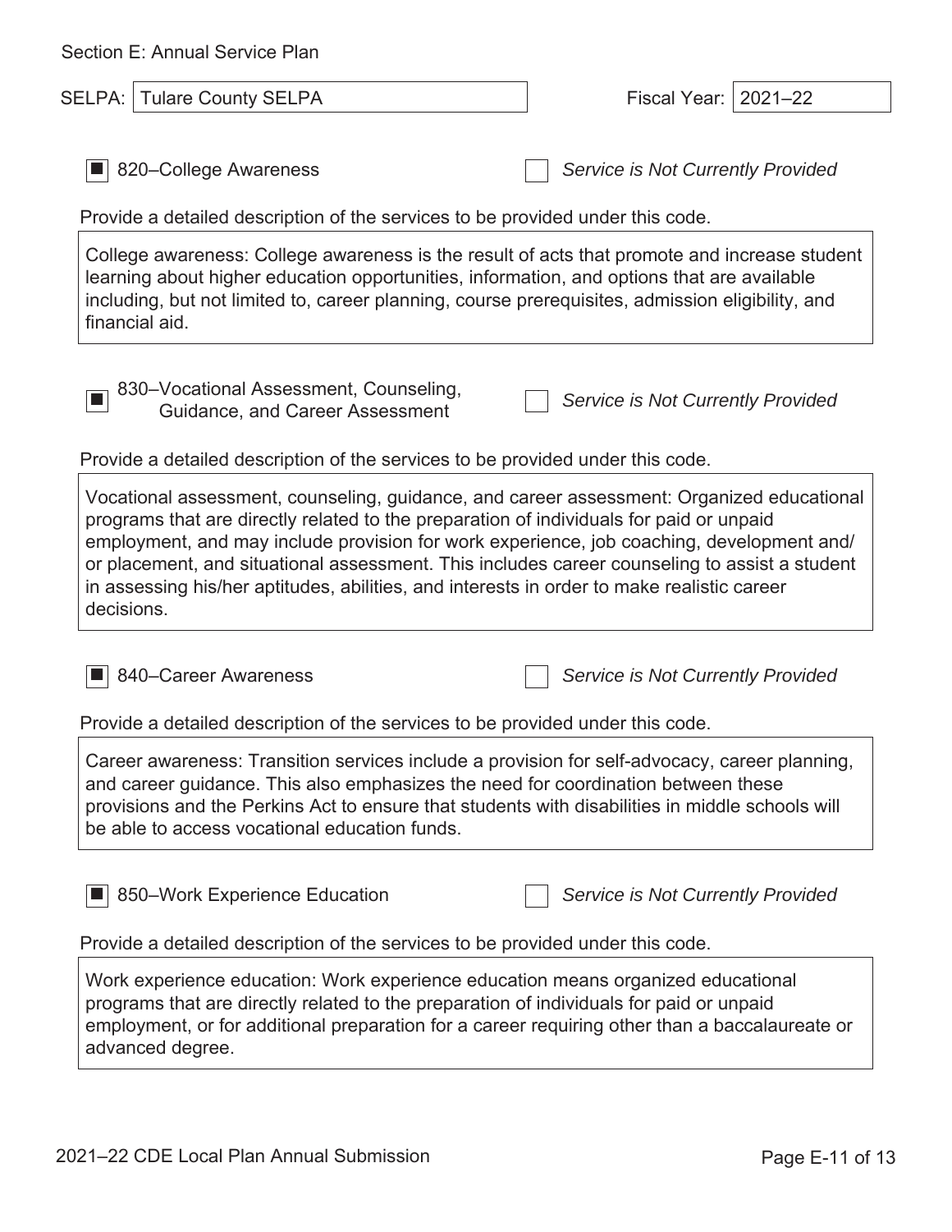Section E: Annual Service Plan

SELPA: Tulare County SELPA

Fiscal Year: 2021–22

■ 820–College Awareness ☐ *Service is Not Currently Provided*

Provide a detailed description of the services to be provided under this code.

College awareness: College awareness is the result of acts that promote and increase student learning about higher education opportunities, information, and options that are available including, but not limited to, career planning, course prerequisites, admission eligibility, and financial aid.

■ 830–Vocational Assessment, Counseling, Guidance, and Career Assessment ☐ *Service is Not Currently Provided*

Provide a detailed description of the services to be provided under this code.

Vocational assessment, counseling, guidance, and career assessment: Organized educational programs that are directly related to the preparation of individuals for paid or unpaid employment, and may include provision for work experience, job coaching, development and/or placement, and situational assessment. This includes career counseling to assist a student in assessing his/her aptitudes, abilities, and interests in order to make realistic career decisions.

■ 840–Career Awareness ☐ *Service is Not Currently Provided*

Provide a detailed description of the services to be provided under this code.

Career awareness: Transition services include a provision for self-advocacy, career planning, and career guidance. This also emphasizes the need for coordination between these provisions and the Perkins Act to ensure that students with disabilities in middle schools will be able to access vocational education funds.

■ 850–Work Experience Education ☐ *Service is Not Currently Provided*

Provide a detailed description of the services to be provided under this code.

Work experience education: Work experience education means organized educational programs that are directly related to the preparation of individuals for paid or unpaid employment, or for additional preparation for a career requiring other than a baccalaureate or advanced degree.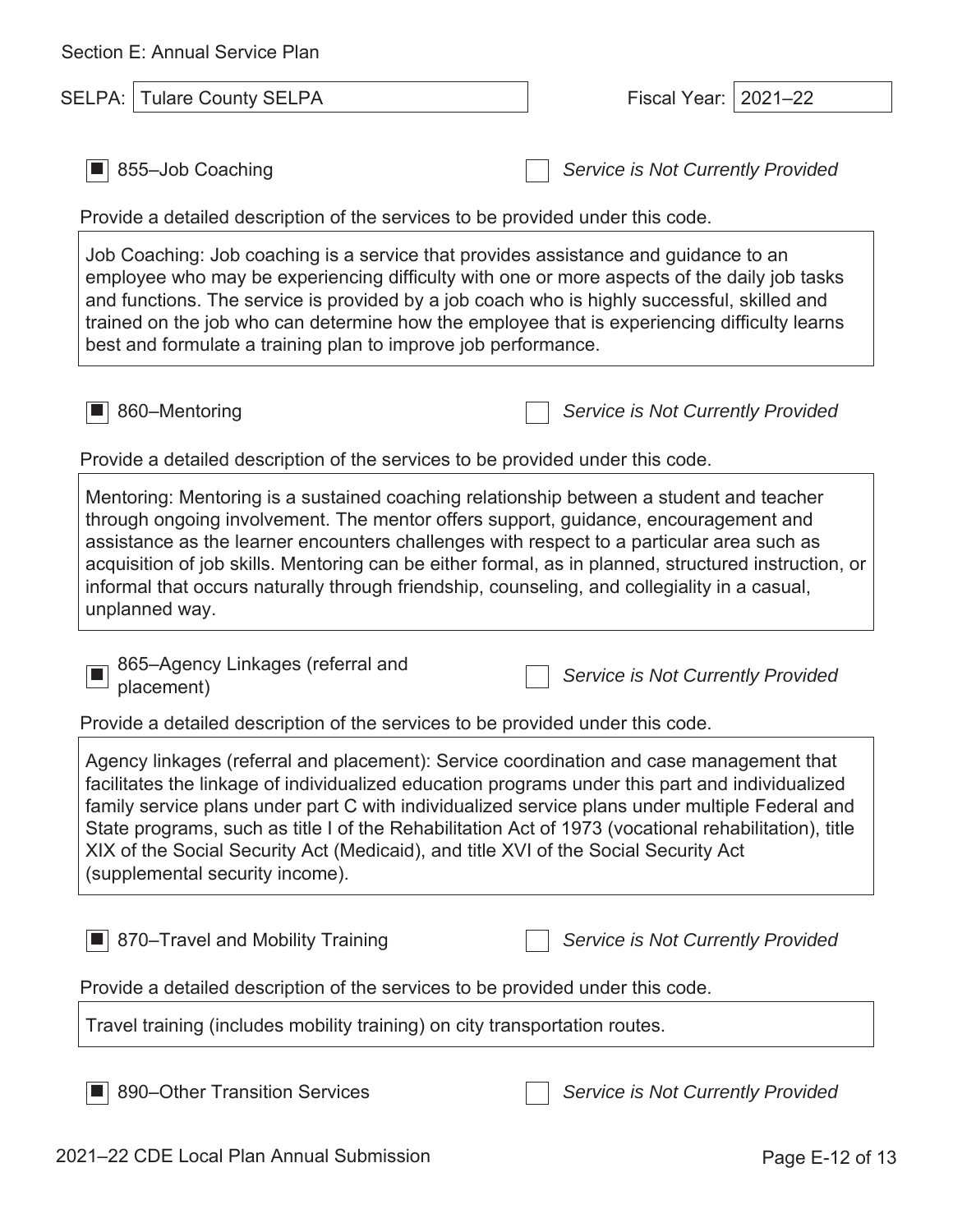Section E: Annual Service Plan

SELPA: Tulare County SELPA

Fiscal Year: 2021–22

☒ 855–Job Coaching ☐ *Service is Not Currently Provided*

Provide a detailed description of the services to be provided under this code.

Job Coaching: Job coaching is a service that provides assistance and guidance to an employee who may be experiencing difficulty with one or more aspects of the daily job tasks and functions. The service is provided by a job coach who is highly successful, skilled and trained on the job who can determine how the employee that is experiencing difficulty learns best and formulate a training plan to improve job performance.

☒ 860–Mentoring ☐ *Service is Not Currently Provided*

Provide a detailed description of the services to be provided under this code.

Mentoring: Mentoring is a sustained coaching relationship between a student and teacher through ongoing involvement. The mentor offers support, guidance, encouragement and assistance as the learner encounters challenges with respect to a particular area such as acquisition of job skills. Mentoring can be either formal, as in planned, structured instruction, or informal that occurs naturally through friendship, counseling, and collegiality in a casual, unplanned way.

☒ 865–Agency Linkages (referral and placement) ☐ *Service is Not Currently Provided*

Provide a detailed description of the services to be provided under this code.

Agency linkages (referral and placement): Service coordination and case management that facilitates the linkage of individualized education programs under this part and individualized family service plans under part C with individualized service plans under multiple Federal and State programs, such as title I of the Rehabilitation Act of 1973 (vocational rehabilitation), title XIX of the Social Security Act (Medicaid), and title XVI of the Social Security Act (supplemental security income).

☒ 870–Travel and Mobility Training ☐ *Service is Not Currently Provided*

Provide a detailed description of the services to be provided under this code.

Travel training (includes mobility training) on city transportation routes.

☒ 890–Other Transition Services ☐ *Service is Not Currently Provided*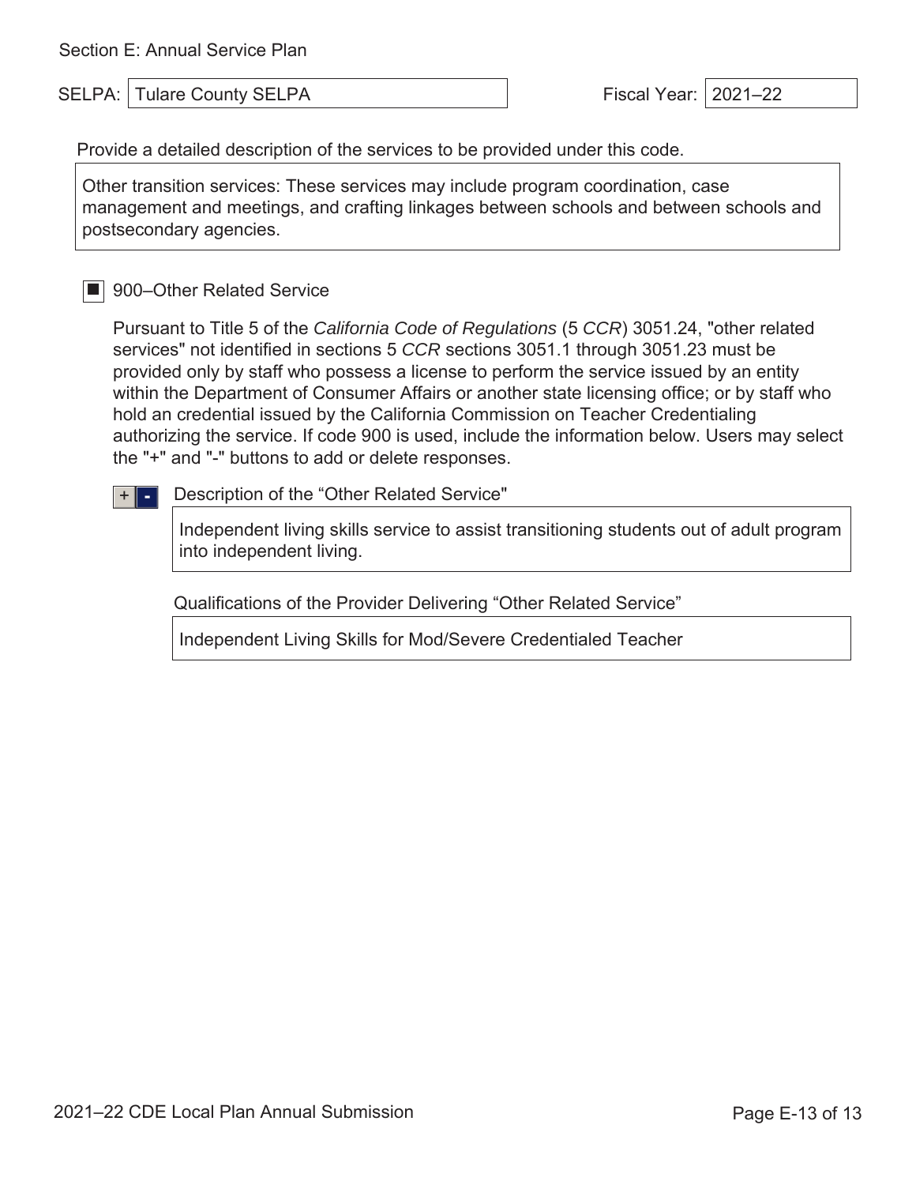Section E: Annual Service Plan

SELPA: Tulare County SELPA

Fiscal Year: 2021–22

Provide a detailed description of the services to be provided under this code.

Other transition services: These services may include program coordination, case management and meetings, and crafting linkages between schools and between schools and postsecondary agencies.

■ 900–Other Related Service

Pursuant to Title 5 of the *California Code of Regulations* (5 *CCR*) 3051.24, "other related services" not identified in sections 5 *CCR* sections 3051.1 through 3051.23 must be provided only by staff who possess a license to perform the service issued by an entity within the Department of Consumer Affairs or another state licensing office; or by staff who hold an credential issued by the California Commission on Teacher Credentialing authorizing the service. If code 900 is used, include the information below. Users may select the "+" and "-" buttons to add or delete responses.

Description of the “Other Related Service"

Independent living skills service to assist transitioning students out of adult program into independent living.

Qualifications of the Provider Delivering “Other Related Service”

Independent Living Skills for Mod/Severe Credentialed Teacher